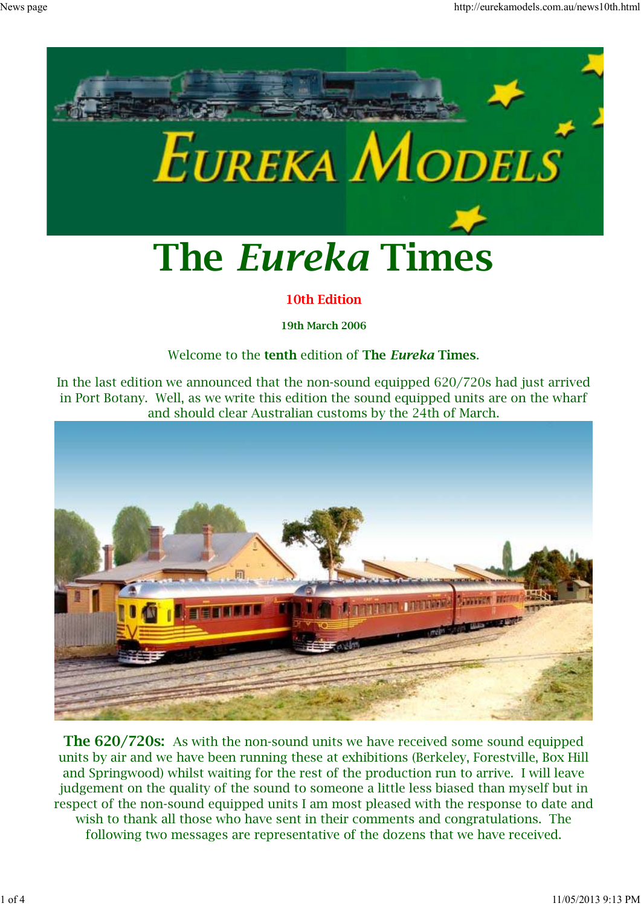# The *Eureka* Times

**10th Edition**

**19th March 2006**

Welcome to the **tenth** edition of **The *Eureka* Times**.

In the last edition we announced that the non-sound equipped 620/720s had just arrived in Port Botany. Well, as we write this edition the sound equipped units are on the wharf and should clear Australian customs by the 24th of March.

**The 620/720s:** As with the non-sound units we have received some sound equipped units by air and we have been running these at exhibitions (Berkeley, Forestville, Box Hill and Springwood) whilst waiting for the rest of the production run to arrive. I will leave judgement on the quality of the sound to someone a little less biased than myself but in respect of the non-sound equipped units I am most pleased with the response to date and wish to thank all those who have sent in their comments and congratulations. The following two messages are representative of the dozens that we have received.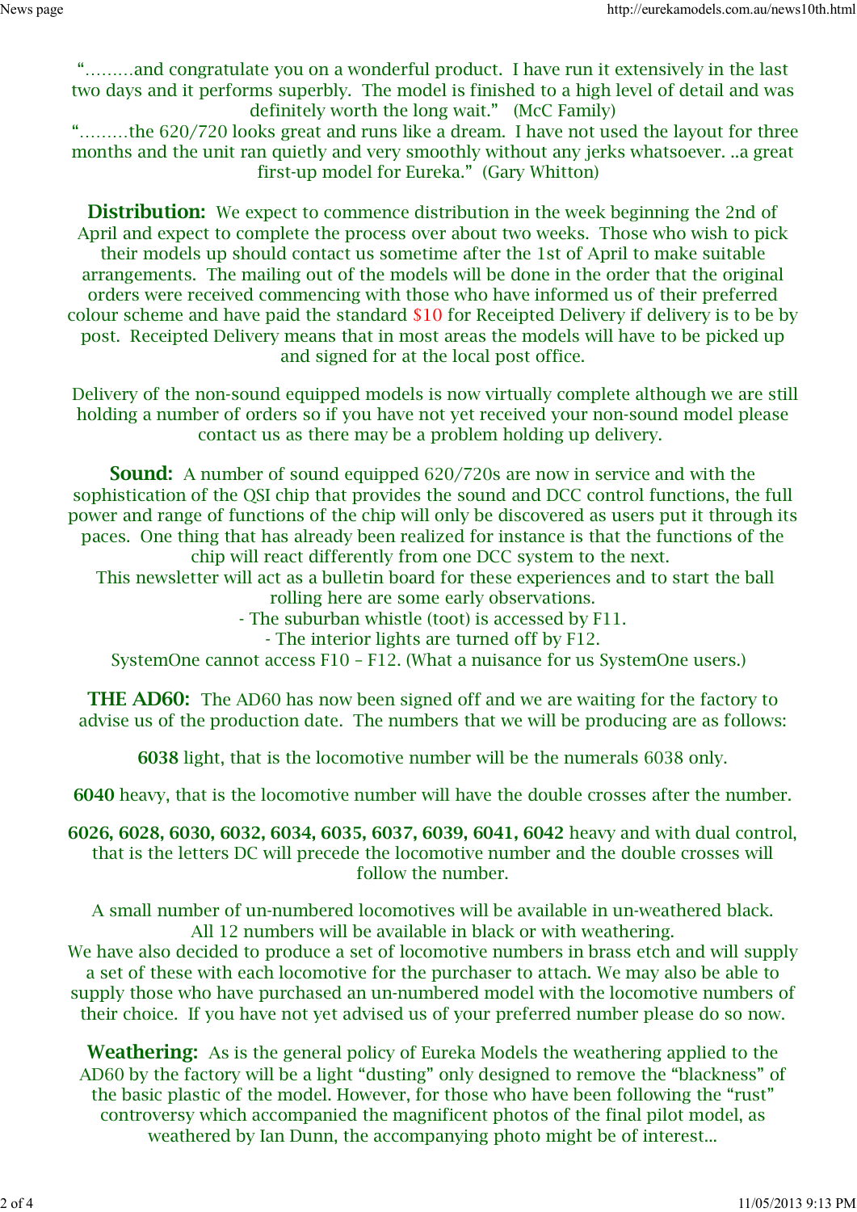"………and congratulate you on a wonderful product. I have run it extensively in the last two days and it performs superbly. The model is finished to a high level of detail and was definitely worth the long wait." (McC Family)

"………the 620/720 looks great and runs like a dream. I have not used the layout for three months and the unit ran quietly and very smoothly without any jerks whatsoever. ..a great first-up model for Eureka." (Gary Whitton)

**Distribution:** We expect to commence distribution in the week beginning the 2nd of April and expect to complete the process over about two weeks. Those who wish to pick their models up should contact us sometime after the 1st of April to make suitable arrangements. The mailing out of the models will be done in the order that the original orders were received commencing with those who have informed us of their preferred colour scheme and have paid the standard $10 for Receipted Delivery if delivery is to be by post. Receipted Delivery means that in most areas the models will have to be picked up and signed for at the local post office.

Delivery of the non-sound equipped models is now virtually complete although we are still holding a number of orders so if you have not yet received your non-sound model please contact us as there may be a problem holding up delivery.

**Sound:** A number of sound equipped 620/720s are now in service and with the sophistication of the QSI chip that provides the sound and DCC control functions, the full power and range of functions of the chip will only be discovered as users put it through its paces. One thing that has already been realized for instance is that the functions of the chip will react differently from one DCC system to the next.

This newsletter will act as a bulletin board for these experiences and to start the ball rolling here are some early observations.

- The suburban whistle (toot) is accessed by F11.
- The interior lights are turned off by F12.

SystemOne cannot access F10 – F12. (What a nuisance for us SystemOne users.)

**THE AD60:** The AD60 has now been signed off and we are waiting for the factory to advise us of the production date. The numbers that we will be producing are as follows:

**6038** light, that is the locomotive number will be the numerals 6038 only.

**6040** heavy, that is the locomotive number will have the double crosses after the number.

**6026, 6028, 6030, 6032, 6034, 6035, 6037, 6039, 6041, 6042** heavy and with dual control, that is the letters DC will precede the locomotive number and the double crosses will follow the number.

A small number of un-numbered locomotives will be available in un-weathered black.
All 12 numbers will be available in black or with weathering.
We have also decided to produce a set of locomotive numbers in brass etch and will supply a set of these with each locomotive for the purchaser to attach. We may also be able to supply those who have purchased an un-numbered model with the locomotive numbers of their choice. If you have not yet advised us of your preferred number please do so now.

**Weathering:** As is the general policy of Eureka Models the weathering applied to the AD60 by the factory will be a light "dusting" only designed to remove the "blackness" of the basic plastic of the model. However, for those who have been following the "rust" controversy which accompanied the magnificent photos of the final pilot model, as weathered by Ian Dunn, the accompanying photo might be of interest...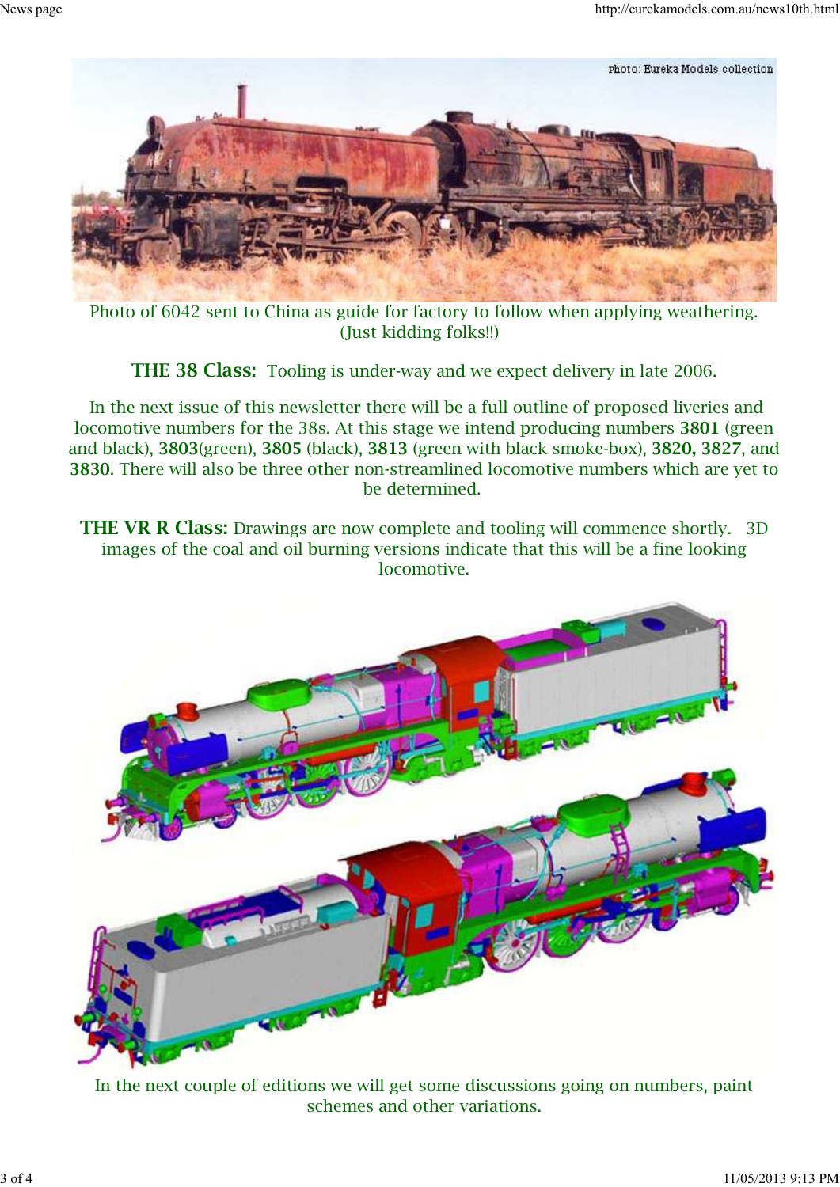Photo of 6042 sent to China as guide for factory to follow when applying weathering. (Just kidding folks!!)

**THE 38 Class:** Tooling is under-way and we expect delivery in late 2006.

In the next issue of this newsletter there will be a full outline of proposed liveries and locomotive numbers for the 38s. At this stage we intend producing numbers **3801** (green and black), **3803**(green), **3805** (black), **3813** (green with black smoke-box), **3820, 3827**, and **3830**. There will also be three other non-streamlined locomotive numbers which are yet to be determined.

**THE VR R Class:** Drawings are now complete and tooling will commence shortly. 3D images of the coal and oil burning versions indicate that this will be a fine looking locomotive.

In the next couple of editions we will get some discussions going on numbers, paint schemes and other variations.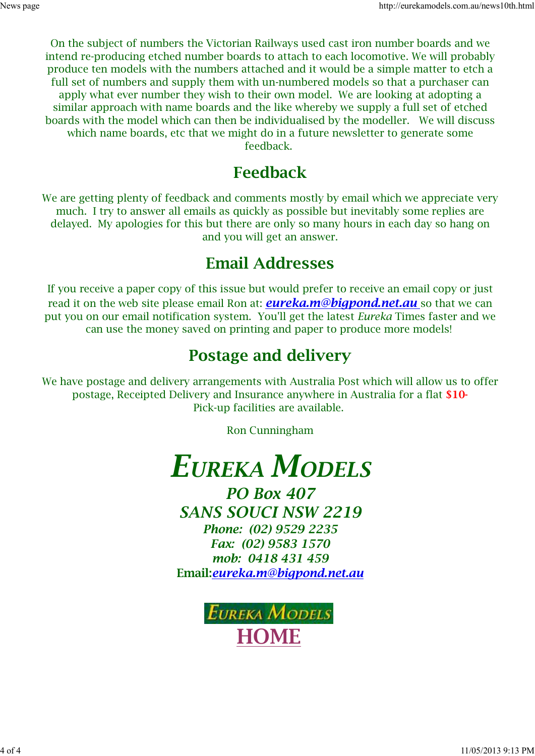On the subject of numbers the Victorian Railways used cast iron number boards and we intend re-producing etched number boards to attach to each locomotive. We will probably produce ten models with the numbers attached and it would be a simple matter to etch a full set of numbers and supply them with un-numbered models so that a purchaser can apply what ever number they wish to their own model. We are looking at adopting a similar approach with name boards and the like whereby we supply a full set of etched boards with the model which can then be individualised by the modeller. We will discuss which name boards, etc that we might do in a future newsletter to generate some feedback.

## Feedback

We are getting plenty of feedback and comments mostly by email which we appreciate very much. I try to answer all emails as quickly as possible but inevitably some replies are delayed. My apologies for this but there are only so many hours in each day so hang on and you will get an answer.

## Email Addresses

If you receive a paper copy of this issue but would prefer to receive an email copy or just read it on the web site please email Ron at: ***eureka.m@bigpond.net.au*** so that we can put you on our email notification system. You'll get the latest *Eureka* Times faster and we can use the money saved on printing and paper to produce more models!

## Postage and delivery

We have postage and delivery arrangements with Australia Post which will allow us to offer postage, Receipted Delivery and Insurance anywhere in Australia for a flat **$10-**
Pick-up facilities are available.

Ron Cunningham

# *EUREKA MODELS*

***PO Box 407***
***SANS SOUCI NSW 2219***
***Phone: (02) 9529 2235***
***Fax: (02) 9583 1570***
***mob: 0418 431 459***
**Email:*eureka.m@bigpond.net.au***

EUREKA MODELS
**HOME**